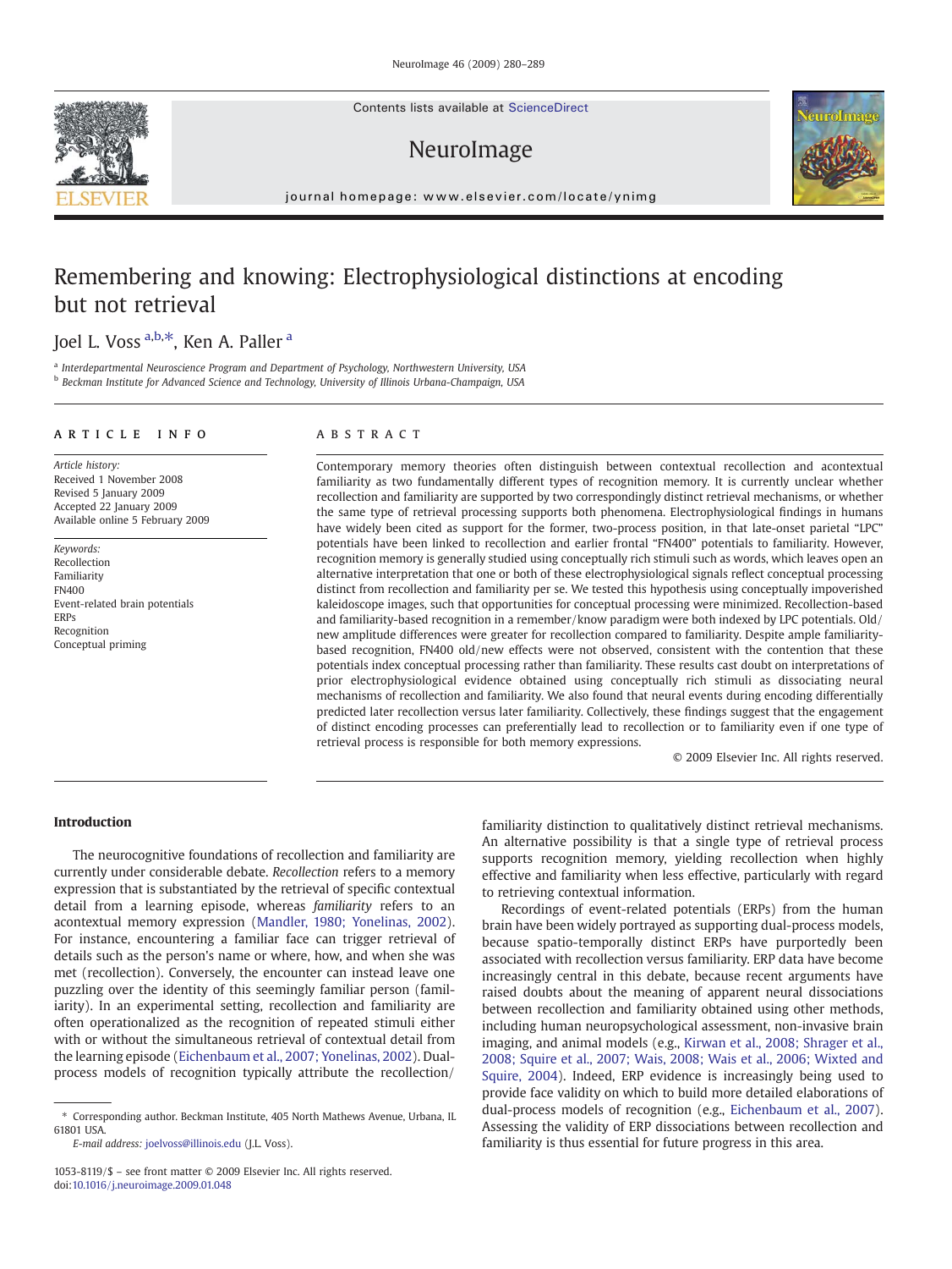// Remembering and knowing: Electrophysiological distinctions at encoding but not retrieval

# Remembering and knowing: Electrophysiological distinctions at encoding but not retrieval

Joel L. Voss [a,b,*], Ken A. Paller [a]

[a] Interdepartmental Neuroscience Program and Department of Psychology, Northwestern University, USA
[b] Beckman Institute for Advanced Science and Technology, University of Illinois Urbana-Champaign, USA

**ARTICLE INFO**

*Article history:*
Received 1 November 2008
Revised 5 January 2009
Accepted 22 January 2009
Available online 5 February 2009

*Keywords:*
Recollection
Familiarity
FN400
Event-related brain potentials
ERPs
Recognition
Conceptual priming

**ABSTRACT**

Contemporary memory theories often distinguish between contextual recollection and acontextual familiarity as two fundamentally different types of recognition memory. It is currently unclear whether recollection and familiarity are supported by two correspondingly distinct retrieval mechanisms, or whether the same type of retrieval processing supports both phenomena. Electrophysiological findings in humans have widely been cited as support for the former, two-process position, in that late-onset parietal "LPC" potentials have been linked to recollection and earlier frontal "FN400" potentials to familiarity. However, recognition memory is generally studied using conceptually rich stimuli such as words, which leaves open an alternative interpretation that one or both of these electrophysiological signals reflect conceptual processing distinct from recollection and familiarity per se. We tested this hypothesis using conceptually impoverished kaleidoscope images, such that opportunities for conceptual processing were minimized. Recollection-based and familiarity-based recognition in a remember/know paradigm were both indexed by LPC potentials. Old/new amplitude differences were greater for recollection compared to familiarity. Despite ample familiarity-based recognition, FN400 old/new effects were not observed, consistent with the contention that these potentials index conceptual processing rather than familiarity. These results cast doubt on interpretations of prior electrophysiological evidence obtained using conceptually rich stimuli as dissociating neural mechanisms of recollection and familiarity. We also found that neural events during encoding differentially predicted later recollection versus later familiarity. Collectively, these findings suggest that the engagement of distinct encoding processes can preferentially lead to recollection or to familiarity even if one type of retrieval process is responsible for both memory expressions.

© 2009 Elsevier Inc. All rights reserved.

## Introduction

The neurocognitive foundations of recollection and familiarity are currently under considerable debate. *Recollection* refers to a memory expression that is substantiated by the retrieval of specific contextual detail from a learning episode, whereas *familiarity* refers to an acontextual memory expression (Mandler, 1980; Yonelinas, 2002). For instance, encountering a familiar face can trigger retrieval of details such as the person's name or where, how, and when she was met (recollection). Conversely, the encounter can instead leave one puzzling over the identity of this seemingly familiar person (familiarity). In an experimental setting, recollection and familiarity are often operationalized as the recognition of repeated stimuli either with or without the simultaneous retrieval of contextual detail from the learning episode (Eichenbaum et al., 2007; Yonelinas, 2002). Dual-process models of recognition typically attribute the recollection/familiarity distinction to qualitatively distinct retrieval mechanisms. An alternative possibility is that a single type of retrieval process supports recognition memory, yielding recollection when highly effective and familiarity when less effective, particularly with regard to retrieving contextual information.

Recordings of event-related potentials (ERPs) from the human brain have been widely portrayed as supporting dual-process models, because spatio-temporally distinct ERPs have purportedly been associated with recollection versus familiarity. ERP data have become increasingly central in this debate, because recent arguments have raised doubts about the meaning of apparent neural dissociations between recollection and familiarity obtained using other methods, including human neuropsychological assessment, non-invasive brain imaging, and animal models (e.g., Kirwan et al., 2008; Shrager et al., 2008; Squire et al., 2007; Wais, 2008; Wais et al., 2006; Wixted and Squire, 2004). Indeed, ERP evidence is increasingly being used to provide face validity on which to build more detailed elaborations of dual-process models of recognition (e.g., Eichenbaum et al., 2007). Assessing the validity of ERP dissociations between recollection and familiarity is thus essential for future progress in this area.

* Corresponding author. Beckman Institute, 405 North Mathews Avenue, Urbana, IL 61801 USA.
*E-mail address:* joelvoss@illinois.edu (J.L. Voss).

1053-8119/$ – see front matter © 2009 Elsevier Inc. All rights reserved.
doi:10.1016/j.neuroimage.2009.01.048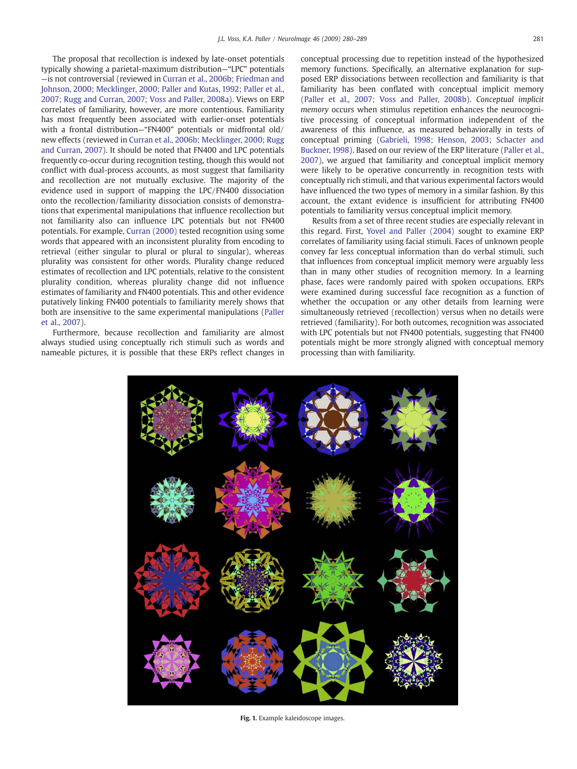The proposal that recollection is indexed by late-onset potentials typically showing a parietal-maximum distribution—"LPC" potentials—is not controversial (reviewed in Curran et al., 2006b; Friedman and Johnson, 2000; Mecklinger, 2000; Paller and Kutas, 1992; Paller et al., 2007; Rugg and Curran, 2007; Voss and Paller, 2008a). Views on ERP correlates of familiarity, however, are more contentious. Familiarity has most frequently been associated with earlier-onset potentials with a frontal distribution—"FN400" potentials or midfrontal old/new effects (reviewed in Curran et al., 2006b; Mecklinger, 2000; Rugg and Curran, 2007). It should be noted that FN400 and LPC potentials frequently co-occur during recognition testing, though this would not conflict with dual-process accounts, as most suggest that familiarity and recollection are not mutually exclusive. The majority of the evidence used in support of mapping the LPC/FN400 dissociation onto the recollection/familiarity dissociation consists of demonstrations that experimental manipulations that influence recollection but not familiarity also can influence LPC potentials but not FN400 potentials. For example, Curran (2000) tested recognition using some words that appeared with an inconsistent plurality from encoding to retrieval (either singular to plural or plural to singular), whereas plurality was consistent for other words. Plurality change reduced estimates of recollection and LPC potentials, relative to the consistent plurality condition, whereas plurality change did not influence estimates of familiarity and FN400 potentials. This and other evidence putatively linking FN400 potentials to familiarity merely shows that both are insensitive to the same experimental manipulations (Paller et al., 2007).

Furthermore, because recollection and familiarity are almost always studied using conceptually rich stimuli such as words and nameable pictures, it is possible that these ERPs reflect changes in conceptual processing due to repetition instead of the hypothesized memory functions. Specifically, an alternative explanation for supposed ERP dissociations between recollection and familiarity is that familiarity has been conflated with conceptual implicit memory (Paller et al., 2007; Voss and Paller, 2008b). *Conceptual implicit memory* occurs when stimulus repetition enhances the neurocognitive processing of conceptual information independent of the awareness of this influence, as measured behaviorally in tests of conceptual priming (Gabrieli, 1998; Henson, 2003; Schacter and Buckner, 1998). Based on our review of the ERP literature (Paller et al., 2007), we argued that familiarity and conceptual implicit memory were likely to be operative concurrently in recognition tests with conceptually rich stimuli, and that various experimental factors would have influenced the two types of memory in a similar fashion. By this account, the extant evidence is insufficient for attributing FN400 potentials to familiarity versus conceptual implicit memory.

Results from a set of three recent studies are especially relevant in this regard. First, Yovel and Paller (2004) sought to examine ERP correlates of familiarity using facial stimuli. Faces of unknown people convey far less conceptual information than do verbal stimuli, such that influences from conceptual implicit memory were arguably less than in many other studies of recognition memory. In a learning phase, faces were randomly paired with spoken occupations. ERPs were examined during successful face recognition as a function of whether the occupation or any other details from learning were simultaneously retrieved (recollection) versus when no details were retrieved (familiarity). For both outcomes, recognition was associated with LPC potentials but not FN400 potentials, suggesting that FN400 potentials might be more strongly aligned with conceptual memory processing than with familiarity.

**Fig. 1.** Example kaleidoscope images.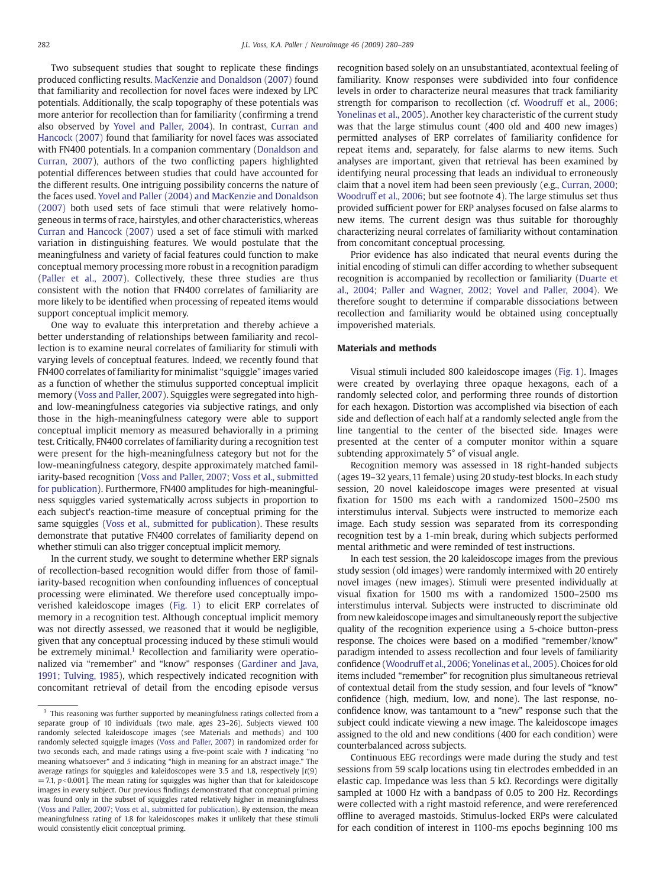Two subsequent studies that sought to replicate these findings produced conflicting results. MacKenzie and Donaldson (2007) found that familiarity and recollection for novel faces were indexed by LPC potentials. Additionally, the scalp topography of these potentials was more anterior for recollection than for familiarity (confirming a trend also observed by Yovel and Paller, 2004). In contrast, Curran and Hancock (2007) found that familiarity for novel faces was associated with FN400 potentials. In a companion commentary (Donaldson and Curran, 2007), authors of the two conflicting papers highlighted potential differences between studies that could have accounted for the different results. One intriguing possibility concerns the nature of the faces used. Yovel and Paller (2004) and MacKenzie and Donaldson (2007) both used sets of face stimuli that were relatively homogeneous in terms of race, hairstyles, and other characteristics, whereas Curran and Hancock (2007) used a set of face stimuli with marked variation in distinguishing features. We would postulate that the meaningfulness and variety of facial features could function to make conceptual memory processing more robust in a recognition paradigm (Paller et al., 2007). Collectively, these three studies are thus consistent with the notion that FN400 correlates of familiarity are more likely to be identified when processing of repeated items would support conceptual implicit memory.

One way to evaluate this interpretation and thereby achieve a better understanding of relationships between familiarity and recollection is to examine neural correlates of familiarity for stimuli with varying levels of conceptual features. Indeed, we recently found that FN400 correlates of familiarity for minimalist "squiggle" images varied as a function of whether the stimuli supported conceptual implicit memory (Voss and Paller, 2007). Squiggles were segregated into high- and low-meaningfulness categories via subjective ratings, and only those in the high-meaningfulness category were able to support conceptual implicit memory as measured behaviorally in a priming test. Critically, FN400 correlates of familiarity during a recognition test were present for the high-meaningfulness category but not for the low-meaningfulness category, despite approximately matched familiarity-based recognition (Voss and Paller, 2007; Voss et al., submitted for publication). Furthermore, FN400 amplitudes for high-meaningfulness squiggles varied systematically across subjects in proportion to each subject's reaction-time measure of conceptual priming for the same squiggles (Voss et al., submitted for publication). These results demonstrate that putative FN400 correlates of familiarity depend on whether stimuli can also trigger conceptual implicit memory.

In the current study, we sought to determine whether ERP signals of recollection-based recognition would differ from those of familiarity-based recognition when confounding influences of conceptual processing were eliminated. We therefore used conceptually impoverished kaleidoscope images (Fig. 1) to elicit ERP correlates of memory in a recognition test. Although conceptual implicit memory was not directly assessed, we reasoned that it would be negligible, given that any conceptual processing induced by these stimuli would be extremely minimal.[1] Recollection and familiarity were operationalized via "remember" and "know" responses (Gardiner and Java, 1991; Tulving, 1985), which respectively indicated recognition with concomitant retrieval of detail from the encoding episode versus recognition based solely on an unsubstantiated, acontextual feeling of familiarity. Know responses were subdivided into four confidence levels in order to characterize neural measures that track familiarity strength for comparison to recollection (cf. Woodruff et al., 2006; Yonelinas et al., 2005). Another key characteristic of the current study was that the large stimulus count (400 old and 400 new images) permitted analyses of ERP correlates of familiarity confidence for repeat items and, separately, for false alarms to new items. Such analyses are important, given that retrieval has been examined by identifying neural processing that leads an individual to erroneously claim that a novel item had been seen previously (e.g., Curran, 2000; Woodruff et al., 2006; but see footnote 4). The large stimulus set thus provided sufficient power for ERP analyses focused on false alarms to new items. The current design was thus suitable for thoroughly characterizing neural correlates of familiarity without contamination from concomitant conceptual processing.

Prior evidence has also indicated that neural events during the initial encoding of stimuli can differ according to whether subsequent recognition is accompanied by recollection or familiarity (Duarte et al., 2004; Paller and Wagner, 2002; Yovel and Paller, 2004). We therefore sought to determine if comparable dissociations between recollection and familiarity would be obtained using conceptually impoverished materials.

## Materials and methods

Visual stimuli included 800 kaleidoscope images (Fig. 1). Images were created by overlaying three opaque hexagons, each of a randomly selected color, and performing three rounds of distortion for each hexagon. Distortion was accomplished via bisection of each side and deflection of each half at a randomly selected angle from the line tangential to the center of the bisected side. Images were presented at the center of a computer monitor within a square subtending approximately 5° of visual angle.

Recognition memory was assessed in 18 right-handed subjects (ages 19–32 years, 11 female) using 20 study-test blocks. In each study session, 20 novel kaleidoscope images were presented at visual fixation for 1500 ms each with a randomized 1500–2500 ms interstimulus interval. Subjects were instructed to memorize each image. Each study session was separated from its corresponding recognition test by a 1-min break, during which subjects performed mental arithmetic and were reminded of test instructions.

In each test session, the 20 kaleidoscope images from the previous study session (old images) were randomly intermixed with 20 entirely novel images (new images). Stimuli were presented individually at visual fixation for 1500 ms with a randomized 1500–2500 ms interstimulus interval. Subjects were instructed to discriminate old from new kaleidoscope images and simultaneously report the subjective quality of the recognition experience using a 5-choice button-press response. The choices were based on a modified "remember/know" paradigm intended to assess recollection and four levels of familiarity confidence (Woodruff et al., 2006; Yonelinas et al., 2005). Choices for old items included "remember" for recognition plus simultaneous retrieval of contextual detail from the study session, and four levels of "know" confidence (high, medium, low, and none). The last response, no-confidence know, was tantamount to a "new" response such that the subject could indicate viewing a new image. The kaleidoscope images assigned to the old and new conditions (400 for each condition) were counterbalanced across subjects.

Continuous EEG recordings were made during the study and test sessions from 59 scalp locations using tin electrodes embedded in an elastic cap. Impedance was less than 5 kΩ. Recordings were digitally sampled at 1000 Hz with a bandpass of 0.05 to 200 Hz. Recordings were collected with a right mastoid reference, and were rereferenced offline to averaged mastoids. Stimulus-locked ERPs were calculated for each condition of interest in 1100-ms epochs beginning 100 ms

[1] This reasoning was further supported by meaningfulness ratings collected from a separate group of 10 individuals (two male, ages 23–26). Subjects viewed 100 randomly selected kaleidoscope images (see Materials and methods) and 100 randomly selected squiggle images (Voss and Paller, 2007) in randomized order for two seconds each, and made ratings using a five-point scale with *1* indicating "no meaning whatsoever" and *5* indicating "high in meaning for an abstract image." The average ratings for squiggles and kaleidoscopes were 3.5 and 1.8, respectively [$t(9) = 7.1$, $p < 0.001$]. The mean rating for squiggles was higher than that for kaleidoscope images in every subject. Our previous findings demonstrated that conceptual priming was found only in the subset of squiggles rated relatively higher in meaningfulness (Voss and Paller, 2007; Voss et al., submitted for publication). By extension, the mean meaningfulness rating of 1.8 for kaleidoscopes makes it unlikely that these stimuli would consistently elicit conceptual priming.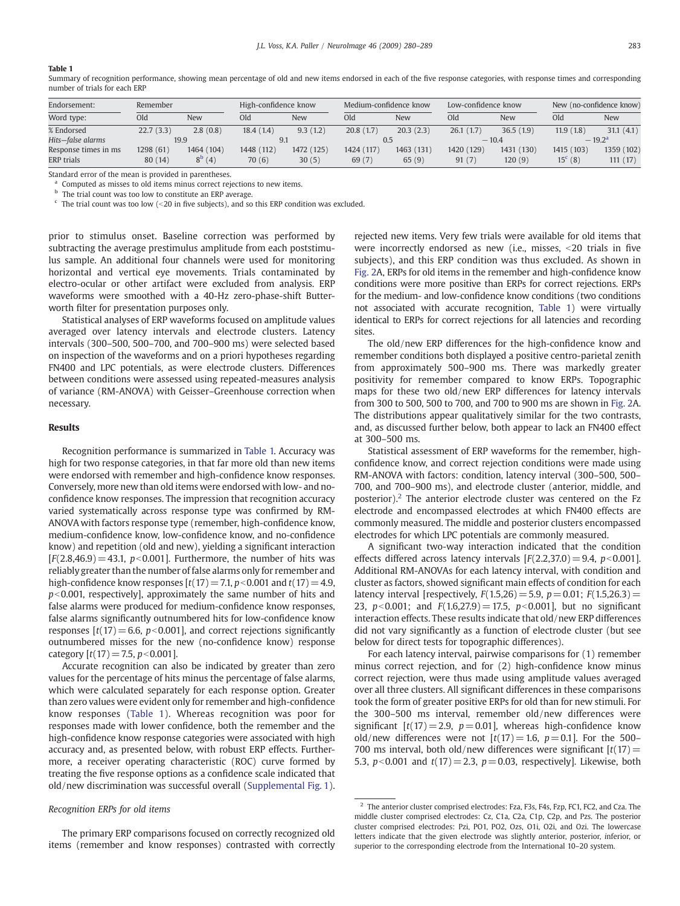**Table 1**

Summary of recognition performance, showing mean percentage of old and new items endorsed in each of the five response categories, with response times and corresponding number of trials for each ERP

| Endorsement: | Remember | | High-confidence know | | Medium-confidence know | | Low-confidence know | | New (no-confidence know) | |
|---|---|---|---|---|---|---|---|---|---|---|
| Word type: | Old | New | Old | New | Old | New | Old | New | Old | New |
| % Endorsed | 22.7 (3.3) | 2.8 (0.8) | 18.4 (1.4) | 9.3 (1.2) | 20.8 (1.7) | 20.3 (2.3) | 26.1 (1.7) | 36.5 (1.9) | 11.9 (1.8) | 31.1 (4.1) |
| *Hits—false alarms* | 19.9 | | 9.1 | | 0.5 | | −10.4 | | −19.2[a] | |
| Response times in ms | 1298 (61) | 1464 (104) | 1448 (112) | 1472 (125) | 1424 (117) | 1463 (131) | 1420 (129) | 1431 (130) | 1415 (103) | 1359 (102) |
| ERP trials | 80 (14) | 8[b] (4) | 70 (6) | 30 (5) | 69 (7) | 65 (9) | 91 (7) | 120 (9) | 15[c] (8) | 111 (17) |

Standard error of the mean is provided in parentheses.

[a] Computed as misses to old items minus correct rejections to new items.

[b] The trial count was too low to constitute an ERP average.

[c] The trial count was too low (<20 in five subjects), and so this ERP condition was excluded.

prior to stimulus onset. Baseline correction was performed by subtracting the average prestimulus amplitude from each poststimulus sample. An additional four channels were used for monitoring horizontal and vertical eye movements. Trials contaminated by electro-ocular or other artifact were excluded from analysis. ERP waveforms were smoothed with a 40-Hz zero-phase-shift Butterworth filter for presentation purposes only.

Statistical analyses of ERP waveforms focused on amplitude values averaged over latency intervals and electrode clusters. Latency intervals (300–500, 500–700, and 700–900 ms) were selected based on inspection of the waveforms and on a priori hypotheses regarding FN400 and LPC potentials, as were electrode clusters. Differences between conditions were assessed using repeated-measures analysis of variance (RM-ANOVA) with Geisser–Greenhouse correction when necessary.

## Results

Recognition performance is summarized in Table 1. Accuracy was high for two response categories, in that far more old than new items were endorsed with remember and high-confidence know responses. Conversely, more new than old items were endorsed with low- and no-confidence know responses. The impression that recognition accuracy varied systematically across response type was confirmed by RM-ANOVA with factors response type (remember, high-confidence know, medium-confidence know, low-confidence know, and no-confidence know) and repetition (old and new), yielding a significant interaction [$F(2.8,46.9)=43.1$, $p<0.001$]. Furthermore, the number of hits was reliably greater than the number of false alarms only for remember and high-confidence know responses [$t(17)=7.1$, $p<0.001$ and $t(17)=4.9$, $p<0.001$, respectively], approximately the same number of hits and false alarms were produced for medium-confidence know responses, false alarms significantly outnumbered hits for low-confidence know responses [$t(17)=6.6$, $p<0.001$], and correct rejections significantly outnumbered misses for the new (no-confidence know) response category [$t(17)=7.5$, $p<0.001$].

Accurate recognition can also be indicated by greater than zero values for the percentage of hits minus the percentage of false alarms, which were calculated separately for each response option. Greater than zero values were evident only for remember and high-confidence know responses (Table 1). Whereas recognition was poor for responses made with lower confidence, both the remember and the high-confidence know response categories were associated with high accuracy and, as presented below, with robust ERP effects. Furthermore, a receiver operating characteristic (ROC) curve formed by treating the five response options as a confidence scale indicated that old/new discrimination was successful overall (Supplemental Fig. 1).

### Recognition ERPs for old items

The primary ERP comparisons focused on correctly recognized old items (remember and know responses) contrasted with correctly rejected new items. Very few trials were available for old items that were incorrectly endorsed as new (i.e., misses, <20 trials in five subjects), and this ERP condition was thus excluded. As shown in Fig. 2A, ERPs for old items in the remember and high-confidence know conditions were more positive than ERPs for correct rejections. ERPs for the medium- and low-confidence know conditions (two conditions not associated with accurate recognition, Table 1) were virtually identical to ERPs for correct rejections for all latencies and recording sites.

The old/new ERP differences for the high-confidence know and remember conditions both displayed a positive centro-parietal zenith from approximately 500–900 ms. There was markedly greater positivity for remember compared to know ERPs. Topographic maps for these two old/new ERP differences for latency intervals from 300 to 500, 500 to 700, and 700 to 900 ms are shown in Fig. 2A. The distributions appear qualitatively similar for the two contrasts, and, as discussed further below, both appear to lack an FN400 effect at 300–500 ms.

Statistical assessment of ERP waveforms for the remember, high-confidence know, and correct rejection conditions were made using RM-ANOVA with factors: condition, latency interval (300–500, 500–700, and 700–900 ms), and electrode cluster (anterior, middle, and posterior).[2] The anterior electrode cluster was centered on the Fz electrode and encompassed electrodes at which FN400 effects are commonly measured. The middle and posterior clusters encompassed electrodes for which LPC potentials are commonly measured.

A significant two-way interaction indicated that the condition effects differed across latency intervals [$F(2.2,37.0)=9.4$, $p<0.001$]. Additional RM-ANOVAs for each latency interval, with condition and cluster as factors, showed significant main effects of condition for each latency interval [respectively, $F(1.5,26)=5.9$, $p=0.01$; $F(1.5,26.3)=23$, $p<0.001$; and $F(1.6,27.9)=17.5$, $p<0.001$], but no significant interaction effects. These results indicate that old/new ERP differences did not vary significantly as a function of electrode cluster (but see below for direct tests for topographic differences).

For each latency interval, pairwise comparisons for (1) remember minus correct rejection, and for (2) high-confidence know minus correct rejection, were thus made using amplitude values averaged over all three clusters. All significant differences in these comparisons took the form of greater positive ERPs for old than for new stimuli. For the 300–500 ms interval, remember old/new differences were significant [$t(17)=2.9$, $p=0.01$], whereas high-confidence know old/new differences were not [$t(17)=1.6$, $p=0.1$]. For the 500–700 ms interval, both old/new differences were significant [$t(17)=5.3$, $p<0.001$ and $t(17)=2.3$, $p=0.03$, respectively]. Likewise, both

[2] The anterior cluster comprised electrodes: Fza, F3s, F4s, Fzp, FC1, FC2, and Cza. The middle cluster comprised electrodes: Cz, C1a, C2a, C1p, C2p, and Pzs. The posterior cluster comprised electrodes: Pzi, PO1, PO2, Ozs, O1i, O2i, and Ozi. The lowercase letters indicate that the given electrode was slightly anterior, posterior, inferior, or superior to the corresponding electrode from the International 10–20 system.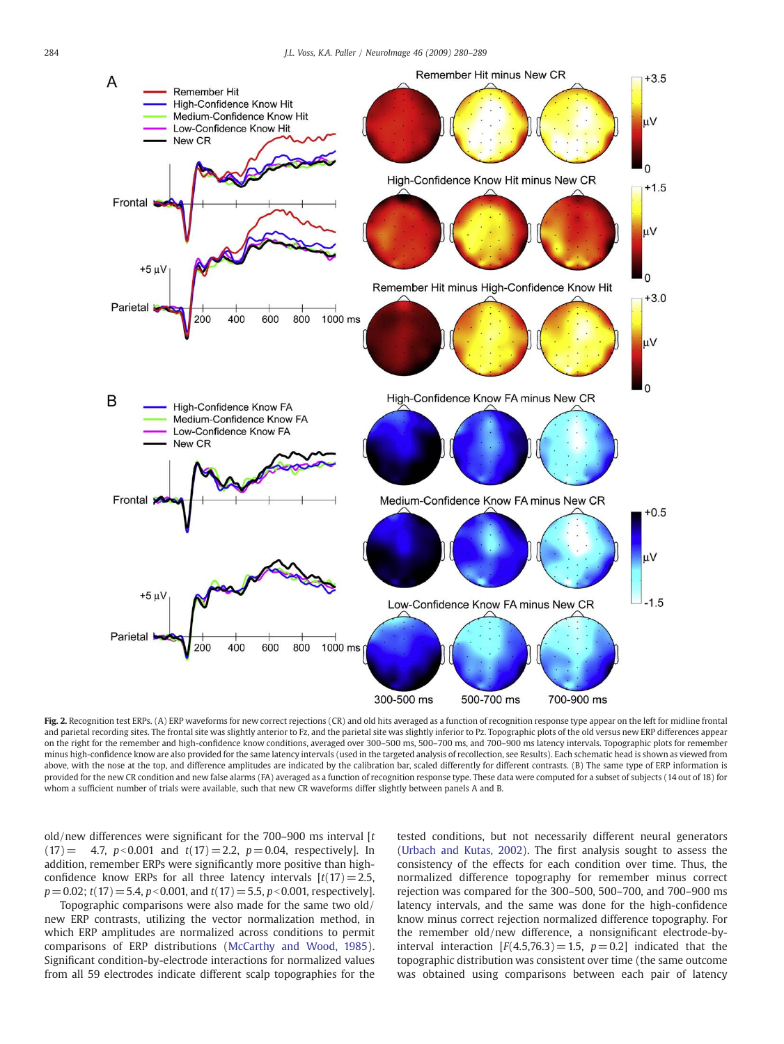**Fig. 2.** Recognition test ERPs. (A) ERP waveforms for new correct rejections (CR) and old hits averaged as a function of recognition response type appear on the left for midline frontal and parietal recording sites. The frontal site was slightly anterior to Fz, and the parietal site was slightly inferior to Pz. Topographic plots of the old versus new ERP differences appear on the right for the remember and high-confidence know conditions, averaged over 300–500 ms, 500–700 ms, and 700–900 ms latency intervals. Topographic plots for remember minus high-confidence know are also provided for the same latency intervals (used in the targeted analysis of recollection, see Results). Each schematic head is shown as viewed from above, with the nose at the top, and difference amplitudes are indicated by the calibration bar, scaled differently for different contrasts. (B) The same type of ERP information is provided for the new CR condition and new false alarms (FA) averaged as a function of recognition response type. These data were computed for a subset of subjects (14 out of 18) for whom a sufficient number of trials were available, such that new CR waveforms differ slightly between panels A and B.

old/new differences were significant for the 700–900 ms interval [$t(17) = 4.7$, $p < 0.001$ and $t(17) = 2.2$, $p = 0.04$, respectively]. In addition, remember ERPs were significantly more positive than high-confidence know ERPs for all three latency intervals [$t(17) = 2.5$, $p = 0.02$; $t(17) = 5.4$, $p < 0.001$, and $t(17) = 5.5$, $p < 0.001$, respectively].

Topographic comparisons were also made for the same two old/new ERP contrasts, utilizing the vector normalization method, in which ERP amplitudes are normalized across conditions to permit comparisons of ERP distributions (McCarthy and Wood, 1985). Significant condition-by-electrode interactions for normalized values from all 59 electrodes indicate different scalp topographies for the tested conditions, but not necessarily different neural generators (Urbach and Kutas, 2002). The first analysis sought to assess the consistency of the effects for each condition over time. Thus, the normalized difference topography for remember minus correct rejection was compared for the 300–500, 500–700, and 700–900 ms latency intervals, and the same was done for the high-confidence know minus correct rejection normalized difference topography. For the remember old/new difference, a nonsignificant electrode-by-interval interaction [$F(4.5,76.3) = 1.5$, $p = 0.2$] indicated that the topographic distribution was consistent over time (the same outcome was obtained using comparisons between each pair of latency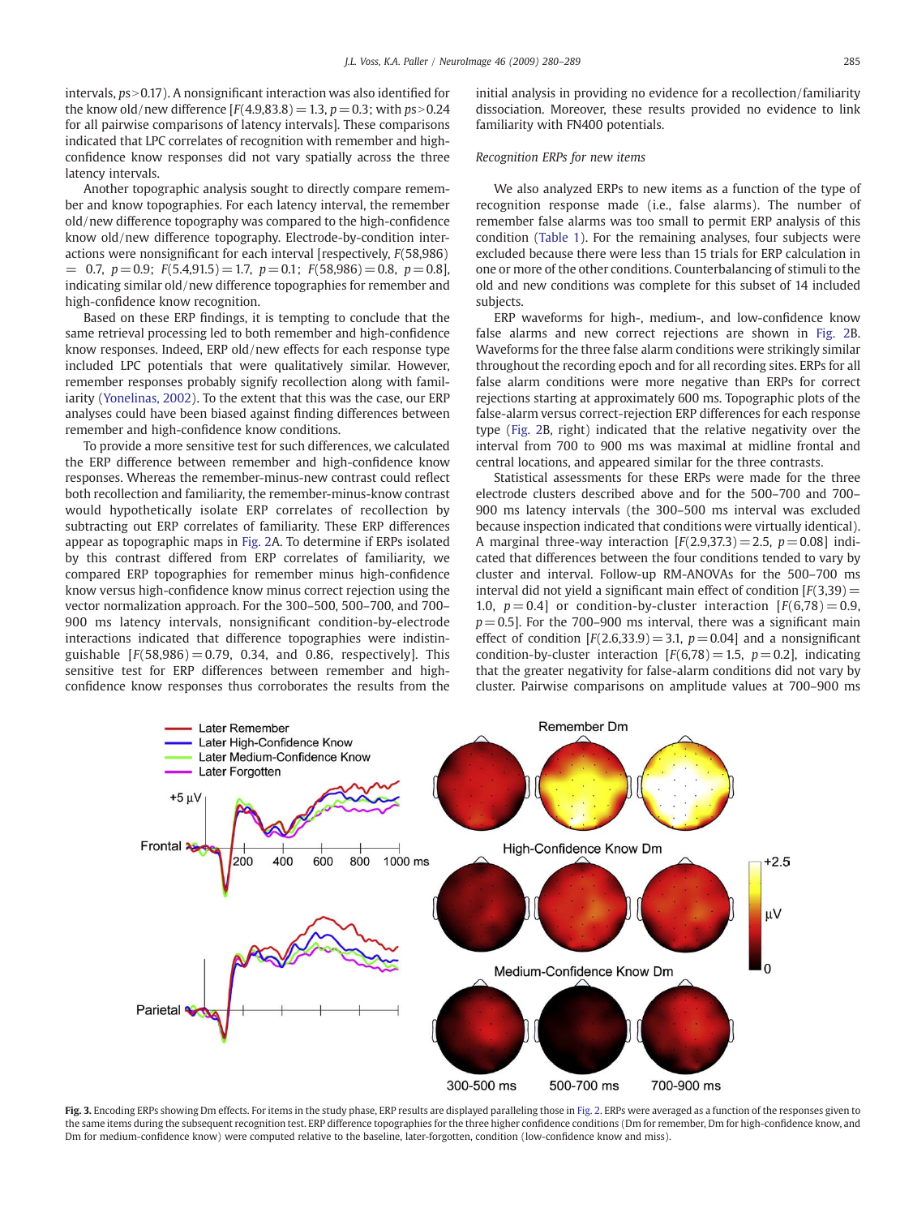intervals, $ps > 0.17$). A nonsignificant interaction was also identified for the know old/new difference [$F(4.9,83.8) = 1.3$, $p = 0.3$; with $ps > 0.24$ for all pairwise comparisons of latency intervals]. These comparisons indicated that LPC correlates of recognition with remember and high-confidence know responses did not vary spatially across the three latency intervals.

Another topographic analysis sought to directly compare remember and know topographies. For each latency interval, the remember old/new difference topography was compared to the high-confidence know old/new difference topography. Electrode-by-condition interactions were nonsignificant for each interval [respectively, $F(58,986) = 0.7$, $p = 0.9$; $F(5.4,91.5) = 1.7$, $p = 0.1$; $F(58,986) = 0.8$, $p = 0.8$], indicating similar old/new difference topographies for remember and high-confidence know recognition.

Based on these ERP findings, it is tempting to conclude that the same retrieval processing led to both remember and high-confidence know responses. Indeed, ERP old/new effects for each response type included LPC potentials that were qualitatively similar. However, remember responses probably signify recollection along with familiarity (Yonelinas, 2002). To the extent that this was the case, our ERP analyses could have been biased against finding differences between remember and high-confidence know conditions.

To provide a more sensitive test for such differences, we calculated the ERP difference between remember and high-confidence know responses. Whereas the remember-minus-new contrast could reflect both recollection and familiarity, the remember-minus-know contrast would hypothetically isolate ERP correlates of recollection by subtracting out ERP correlates of familiarity. These ERP differences appear as topographic maps in Fig. 2A. To determine if ERPs isolated by this contrast differed from ERP correlates of familiarity, we compared ERP topographies for remember minus high-confidence know versus high-confidence know minus correct rejection using the vector normalization approach. For the 300–500, 500–700, and 700–900 ms latency intervals, nonsignificant condition-by-electrode interactions indicated that difference topographies were indistinguishable [$F(58,986) = 0.79$, 0.34, and 0.86, respectively]. This sensitive test for ERP differences between remember and high-confidence know responses thus corroborates the results from the initial analysis in providing no evidence for a recollection/familiarity dissociation. Moreover, these results provided no evidence to link familiarity with FN400 potentials.

### *Recognition ERPs for new items*

We also analyzed ERPs to new items as a function of the type of recognition response made (i.e., false alarms). The number of remember false alarms was too small to permit ERP analysis of this condition (Table 1). For the remaining analyses, four subjects were excluded because there were less than 15 trials for ERP calculation in one or more of the other conditions. Counterbalancing of stimuli to the old and new conditions was complete for this subset of 14 included subjects.

ERP waveforms for high-, medium-, and low-confidence know false alarms and new correct rejections are shown in Fig. 2B. Waveforms for the three false alarm conditions were strikingly similar throughout the recording epoch and for all recording sites. ERPs for all false alarm conditions were more negative than ERPs for correct rejections starting at approximately 600 ms. Topographic plots of the false-alarm versus correct-rejection ERP differences for each response type (Fig. 2B, right) indicated that the relative negativity over the interval from 700 to 900 ms was maximal at midline frontal and central locations, and appeared similar for the three contrasts.

Statistical assessments for these ERPs were made for the three electrode clusters described above and for the 500–700 and 700–900 ms latency intervals (the 300–500 ms interval was excluded because inspection indicated that conditions were virtually identical). A marginal three-way interaction [$F(2.9,37.3) = 2.5$, $p = 0.08$] indicated that differences between the four conditions tended to vary by cluster and interval. Follow-up RM-ANOVAs for the 500–700 ms interval did not yield a significant main effect of condition [$F(3,39) = 1.0$, $p = 0.4$] or condition-by-cluster interaction [$F(6,78) = 0.9$, $p = 0.5$]. For the 700–900 ms interval, there was a significant main effect of condition [$F(2.6,33.9) = 3.1$, $p = 0.04$] and a nonsignificant condition-by-cluster interaction [$F(6,78) = 1.5$, $p = 0.2$], indicating that the greater negativity for false-alarm conditions did not vary by cluster. Pairwise comparisons on amplitude values at 700–900 ms

**Fig. 3.** Encoding ERPs showing Dm effects. For items in the study phase, ERP results are displayed paralleling those in Fig. 2. ERPs were averaged as a function of the responses given to the same items during the subsequent recognition test. ERP difference topographies for the three higher confidence conditions (Dm for remember, Dm for high-confidence know, and Dm for medium-confidence know) were computed relative to the baseline, later-forgotten, condition (low-confidence know and miss).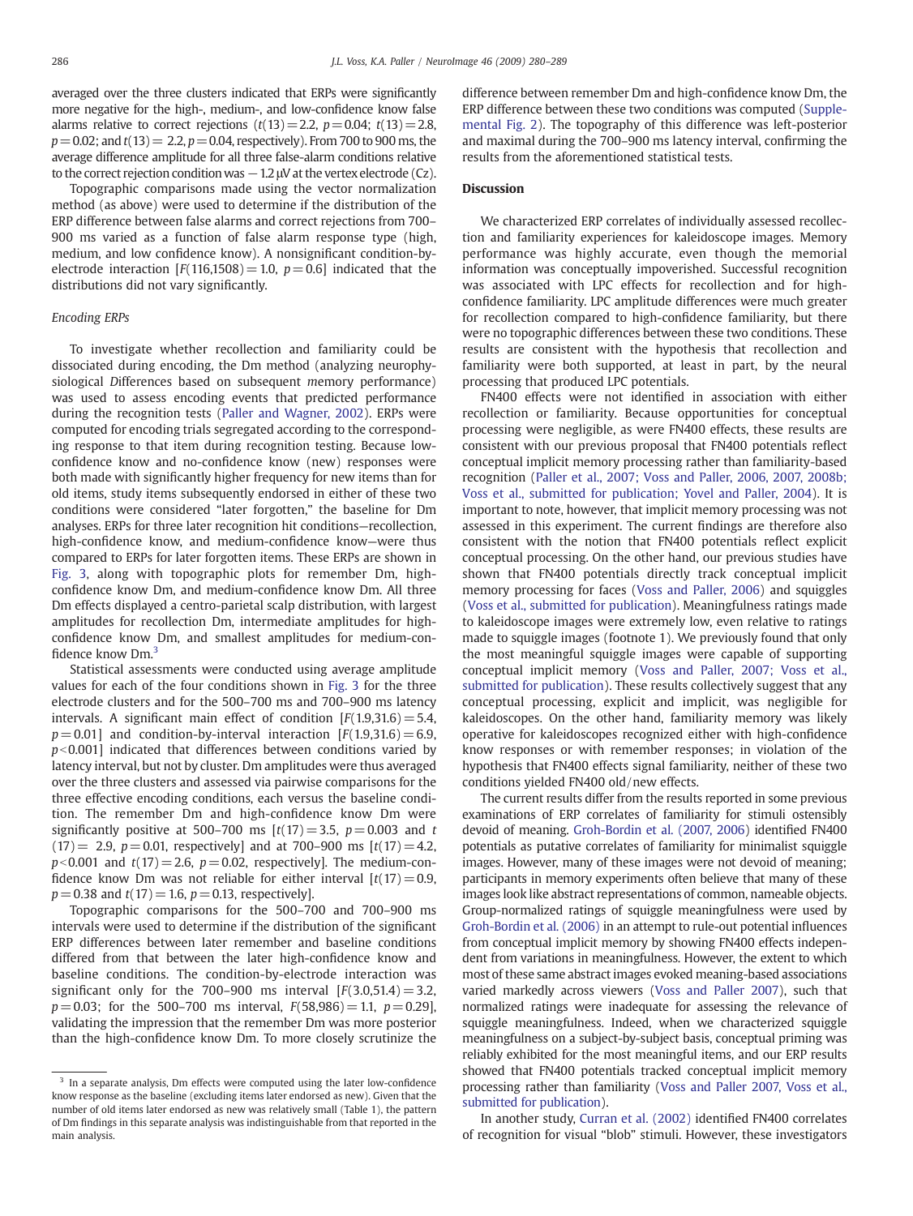averaged over the three clusters indicated that ERPs were significantly more negative for the high-, medium-, and low-confidence know false alarms relative to correct rejections ($t(13) = 2.2$, $p = 0.04$; $t(13) = 2.8$, $p = 0.02$; and $t(13) = 2.2$, $p = 0.04$, respectively). From 700 to 900 ms, the average difference amplitude for all three false-alarm conditions relative to the correct rejection condition was −1.2 μV at the vertex electrode (Cz).

Topographic comparisons made using the vector normalization method (as above) were used to determine if the distribution of the ERP difference between false alarms and correct rejections from 700–900 ms varied as a function of false alarm response type (high, medium, and low confidence know). A nonsignificant condition-by-electrode interaction [$F(116,1508) = 1.0$, $p = 0.6$] indicated that the distributions did not vary significantly.

### Encoding ERPs

To investigate whether recollection and familiarity could be dissociated during encoding, the Dm method (analyzing neurophysiological *D*ifferences based on subsequent *m*emory performance) was used to assess encoding events that predicted performance during the recognition tests (Paller and Wagner, 2002). ERPs were computed for encoding trials segregated according to the corresponding response to that item during recognition testing. Because low-confidence know and no-confidence know (new) responses were both made with significantly higher frequency for new items than for old items, study items subsequently endorsed in either of these two conditions were considered "later forgotten," the baseline for Dm analyses. ERPs for three later recognition hit conditions—recollection, high-confidence know, and medium-confidence know—were thus compared to ERPs for later forgotten items. These ERPs are shown in Fig. 3, along with topographic plots for remember Dm, high-confidence know Dm, and medium-confidence know Dm. All three Dm effects displayed a centro-parietal scalp distribution, with largest amplitudes for recollection Dm, intermediate amplitudes for high-confidence know Dm, and smallest amplitudes for medium-confidence know Dm.[3]

Statistical assessments were conducted using average amplitude values for each of the four conditions shown in Fig. 3 for the three electrode clusters and for the 500–700 ms and 700–900 ms latency intervals. A significant main effect of condition [$F(1.9,31.6) = 5.4$, $p = 0.01$] and condition-by-interval interaction [$F(1.9,31.6) = 6.9$, $p < 0.001$] indicated that differences between conditions varied by latency interval, but not by cluster. Dm amplitudes were thus averaged over the three clusters and assessed via pairwise comparisons for the three effective encoding conditions, each versus the baseline condition. The remember Dm and high-confidence know Dm were significantly positive at 500–700 ms [$t(17) = 3.5$, $p = 0.003$ and $t(17) = 2.9$, $p = 0.01$, respectively] and at 700–900 ms [$t(17) = 4.2$, $p < 0.001$ and $t(17) = 2.6$, $p = 0.02$, respectively]. The medium-confidence know Dm was not reliable for either interval [$t(17) = 0.9$, $p = 0.38$ and $t(17) = 1.6$, $p = 0.13$, respectively].

Topographic comparisons for the 500–700 and 700–900 ms intervals were used to determine if the distribution of the significant ERP differences between later remember and baseline conditions differed from that between the later high-confidence know and baseline conditions. The condition-by-electrode interaction was significant only for the 700–900 ms interval [$F(3.0,51.4) = 3.2$, $p = 0.03$; for the 500–700 ms interval, $F(58,986) = 1.1$, $p = 0.29$], validating the impression that the remember Dm was more posterior than the high-confidence know Dm. To more closely scrutinize the difference between remember Dm and high-confidence know Dm, the ERP difference between these two conditions was computed (Supplemental Fig. 2). The topography of this difference was left-posterior and maximal during the 700–900 ms latency interval, confirming the results from the aforementioned statistical tests.

[3] In a separate analysis, Dm effects were computed using the later low-confidence know response as the baseline (excluding items later endorsed as new). Given that the number of old items later endorsed as new was relatively small (Table 1), the pattern of Dm findings in this separate analysis was indistinguishable from that reported in the main analysis.

## Discussion

We characterized ERP correlates of individually assessed recollection and familiarity experiences for kaleidoscope images. Memory performance was highly accurate, even though the memorial information was conceptually impoverished. Successful recognition was associated with LPC effects for recollection and for high-confidence familiarity. LPC amplitude differences were much greater for recollection compared to high-confidence familiarity, but there were no topographic differences between these two conditions. These results are consistent with the hypothesis that recollection and familiarity were both supported, at least in part, by the neural processing that produced LPC potentials.

FN400 effects were not identified in association with either recollection or familiarity. Because opportunities for conceptual processing were negligible, as were FN400 effects, these results are consistent with our previous proposal that FN400 potentials reflect conceptual implicit memory processing rather than familiarity-based recognition (Paller et al., 2007; Voss and Paller, 2006, 2007, 2008b; Voss et al., submitted for publication; Yovel and Paller, 2004). It is important to note, however, that implicit memory processing was not assessed in this experiment. The current findings are therefore also consistent with the notion that FN400 potentials reflect explicit conceptual processing. On the other hand, our previous studies have shown that FN400 potentials directly track conceptual implicit memory processing for faces (Voss and Paller, 2006) and squiggles (Voss et al., submitted for publication). Meaningfulness ratings made to kaleidoscope images were extremely low, even relative to ratings made to squiggle images (footnote 1). We previously found that only the most meaningful squiggle images were capable of supporting conceptual implicit memory (Voss and Paller, 2007; Voss et al., submitted for publication). These results collectively suggest that any conceptual processing, explicit and implicit, was negligible for kaleidoscopes. On the other hand, familiarity memory was likely operative for kaleidoscopes recognized either with high-confidence know responses or with remember responses; in violation of the hypothesis that FN400 effects signal familiarity, neither of these two conditions yielded FN400 old/new effects.

The current results differ from the results reported in some previous examinations of ERP correlates of familiarity for stimuli ostensibly devoid of meaning. Groh-Bordin et al. (2007, 2006) identified FN400 potentials as putative correlates of familiarity for minimalist squiggle images. However, many of these images were not devoid of meaning; participants in memory experiments often believe that many of these images look like abstract representations of common, nameable objects. Group-normalized ratings of squiggle meaningfulness were used by Groh-Bordin et al. (2006) in an attempt to rule-out potential influences from conceptual implicit memory by showing FN400 effects independent from variations in meaningfulness. However, the extent to which most of these same abstract images evoked meaning-based associations varied markedly across viewers (Voss and Paller 2007), such that normalized ratings were inadequate for assessing the relevance of squiggle meaningfulness. Indeed, when we characterized squiggle meaningfulness on a subject-by-subject basis, conceptual priming was reliably exhibited for the most meaningful items, and our ERP results showed that FN400 potentials tracked conceptual implicit memory processing rather than familiarity (Voss and Paller 2007, Voss et al., submitted for publication).

In another study, Curran et al. (2002) identified FN400 correlates of recognition for visual "blob" stimuli. However, these investigators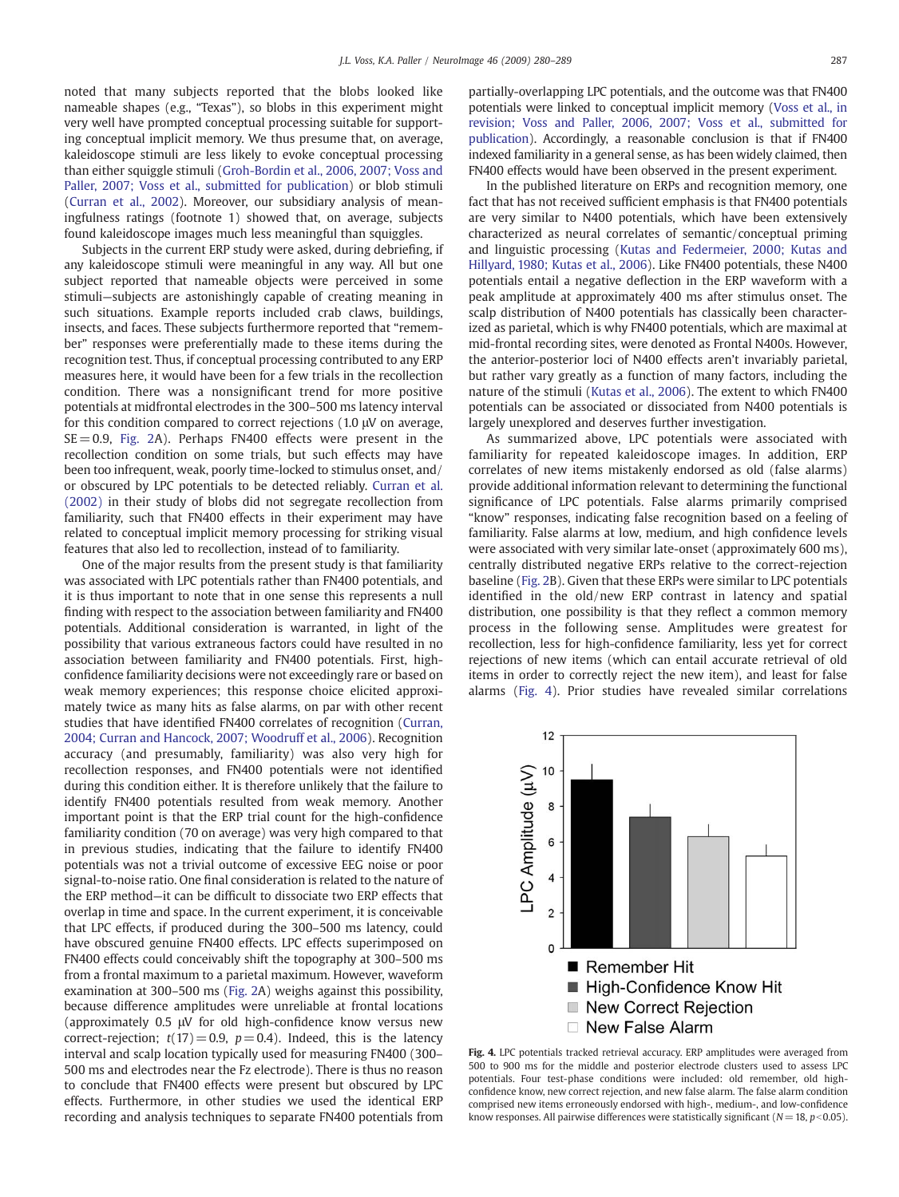noted that many subjects reported that the blobs looked like nameable shapes (e.g., "Texas"), so blobs in this experiment might very well have prompted conceptual processing suitable for supporting conceptual implicit memory. We thus presume that, on average, kaleidoscope stimuli are less likely to evoke conceptual processing than either squiggle stimuli (Groh-Bordin et al., 2006, 2007; Voss and Paller, 2007; Voss et al., submitted for publication) or blob stimuli (Curran et al., 2002). Moreover, our subsidiary analysis of meaningfulness ratings (footnote 1) showed that, on average, subjects found kaleidoscope images much less meaningful than squiggles.

Subjects in the current ERP study were asked, during debriefing, if any kaleidoscope stimuli were meaningful in any way. All but one subject reported that nameable objects were perceived in some stimuli—subjects are astonishingly capable of creating meaning in such situations. Example reports included crab claws, buildings, insects, and faces. These subjects furthermore reported that "remember" responses were preferentially made to these items during the recognition test. Thus, if conceptual processing contributed to any ERP measures here, it would have been for a few trials in the recollection condition. There was a nonsignificant trend for more positive potentials at midfrontal electrodes in the 300–500 ms latency interval for this condition compared to correct rejections (1.0 μV on average, SE = 0.9, Fig. 2A). Perhaps FN400 effects were present in the recollection condition on some trials, but such effects may have been too infrequent, weak, poorly time-locked to stimulus onset, and/or obscured by LPC potentials to be detected reliably. Curran et al. (2002) in their study of blobs did not segregate recollection from familiarity, such that FN400 effects in their experiment may have related to conceptual implicit memory processing for striking visual features that also led to recollection, instead of to familiarity.

One of the major results from the present study is that familiarity was associated with LPC potentials rather than FN400 potentials, and it is thus important to note that in one sense this represents a null finding with respect to the association between familiarity and FN400 potentials. Additional consideration is warranted, in light of the possibility that various extraneous factors could have resulted in no association between familiarity and FN400 potentials. First, high-confidence familiarity decisions were not exceedingly rare or based on weak memory experiences; this response choice elicited approximately twice as many hits as false alarms, on par with other recent studies that have identified FN400 correlates of recognition (Curran, 2004; Curran and Hancock, 2007; Woodruff et al., 2006). Recognition accuracy (and presumably, familiarity) was also very high for recollection responses, and FN400 potentials were not identified during this condition either. It is therefore unlikely that the failure to identify FN400 potentials resulted from weak memory. Another important point is that the ERP trial count for the high-confidence familiarity condition (70 on average) was very high compared to that in previous studies, indicating that the failure to identify FN400 potentials was not a trivial outcome of excessive EEG noise or poor signal-to-noise ratio. One final consideration is related to the nature of the ERP method—it can be difficult to dissociate two ERP effects that overlap in time and space. In the current experiment, it is conceivable that LPC effects, if produced during the 300–500 ms latency, could have obscured genuine FN400 effects. LPC effects superimposed on FN400 effects could conceivably shift the topography at 300–500 ms from a frontal maximum to a parietal maximum. However, waveform examination at 300–500 ms (Fig. 2A) weighs against this possibility, because difference amplitudes were unreliable at frontal locations (approximately 0.5 μV for old high-confidence know versus new correct-rejection; $t(17) = 0.9$, $p = 0.4$). Indeed, this is the latency interval and scalp location typically used for measuring FN400 (300–500 ms and electrodes near the Fz electrode). There is thus no reason to conclude that FN400 effects were present but obscured by LPC effects. Furthermore, in other studies we used the identical ERP recording and analysis techniques to separate FN400 potentials from partially-overlapping LPC potentials, and the outcome was that FN400 potentials were linked to conceptual implicit memory (Voss et al., in revision; Voss and Paller, 2006, 2007; Voss et al., submitted for publication). Accordingly, a reasonable conclusion is that if FN400 indexed familiarity in a general sense, as has been widely claimed, then FN400 effects would have been observed in the present experiment.

In the published literature on ERPs and recognition memory, one fact that has not received sufficient emphasis is that FN400 potentials are very similar to N400 potentials, which have been extensively characterized as neural correlates of semantic/conceptual priming and linguistic processing (Kutas and Federmeier, 2000; Kutas and Hillyard, 1980; Kutas et al., 2006). Like FN400 potentials, these N400 potentials entail a negative deflection in the ERP waveform with a peak amplitude at approximately 400 ms after stimulus onset. The scalp distribution of N400 potentials has classically been characterized as parietal, which is why FN400 potentials, which are maximal at mid-frontal recording sites, were denoted as Frontal N400s. However, the anterior-posterior loci of N400 effects aren't invariably parietal, but rather vary greatly as a function of many factors, including the nature of the stimuli (Kutas et al., 2006). The extent to which FN400 potentials can be associated or dissociated from N400 potentials is largely unexplored and deserves further investigation.

As summarized above, LPC potentials were associated with familiarity for repeated kaleidoscope images. In addition, ERP correlates of new items mistakenly endorsed as old (false alarms) provide additional information relevant to determining the functional significance of LPC potentials. False alarms primarily comprised "know" responses, indicating false recognition based on a feeling of familiarity. False alarms at low, medium, and high confidence levels were associated with very similar late-onset (approximately 600 ms), centrally distributed negative ERPs relative to the correct-rejection baseline (Fig. 2B). Given that these ERPs were similar to LPC potentials identified in the old/new ERP contrast in latency and spatial distribution, one possibility is that they reflect a common memory process in the following sense. Amplitudes were greatest for recollection, less for high-confidence familiarity, less yet for correct rejections of new items (which can entail accurate retrieval of old items in order to correctly reject the new item), and least for false alarms (Fig. 4). Prior studies have revealed similar correlations

**Fig. 4.** LPC potentials tracked retrieval accuracy. ERP amplitudes were averaged from 500 to 900 ms for the middle and posterior electrode clusters used to assess LPC potentials. Four test-phase conditions were included: old remember, old high-confidence know, new correct rejection, and new false alarm. The false alarm condition comprised new items erroneously endorsed with high-, medium-, and low-confidence know responses. All pairwise differences were statistically significant ($N = 18$, $p < 0.05$).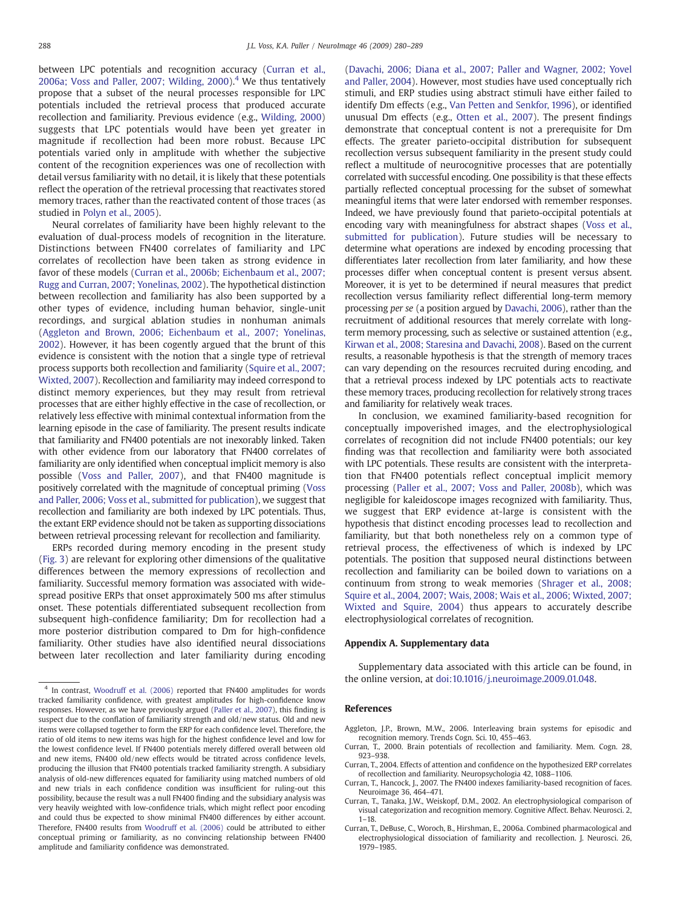between LPC potentials and recognition accuracy (Curran et al., 2006a; Voss and Paller, 2007; Wilding, 2000).[4] We thus tentatively propose that a subset of the neural processes responsible for LPC potentials included the retrieval process that produced accurate recollection and familiarity. Previous evidence (e.g., Wilding, 2000) suggests that LPC potentials would have been yet greater in magnitude if recollection had been more robust. Because LPC potentials varied only in amplitude with whether the subjective content of the recognition experiences was one of recollection with detail versus familiarity with no detail, it is likely that these potentials reflect the operation of the retrieval processing that reactivates stored memory traces, rather than the reactivated content of those traces (as studied in Polyn et al., 2005).

Neural correlates of familiarity have been highly relevant to the evaluation of dual-process models of recognition in the literature. Distinctions between FN400 correlates of familiarity and LPC correlates of recollection have been taken as strong evidence in favor of these models (Curran et al., 2006b; Eichenbaum et al., 2007; Rugg and Curran, 2007; Yonelinas, 2002). The hypothetical distinction between recollection and familiarity has also been supported by a other types of evidence, including human behavior, single-unit recordings, and surgical ablation studies in nonhuman animals (Aggleton and Brown, 2006; Eichenbaum et al., 2007; Yonelinas, 2002). However, it has been cogently argued that the brunt of this evidence is consistent with the notion that a single type of retrieval process supports both recollection and familiarity (Squire et al., 2007; Wixted, 2007). Recollection and familiarity may indeed correspond to distinct memory experiences, but they may result from retrieval processes that are either highly effective in the case of recollection, or relatively less effective with minimal contextual information from the learning episode in the case of familiarity. The present results indicate that familiarity and FN400 potentials are not inexorably linked. Taken with other evidence from our laboratory that FN400 correlates of familiarity are only identified when conceptual implicit memory is also possible (Voss and Paller, 2007), and that FN400 magnitude is positively correlated with the magnitude of conceptual priming (Voss and Paller, 2006; Voss et al., submitted for publication), we suggest that recollection and familiarity are both indexed by LPC potentials. Thus, the extant ERP evidence should not be taken as supporting dissociations between retrieval processing relevant for recollection and familiarity.

ERPs recorded during memory encoding in the present study (Fig. 3) are relevant for exploring other dimensions of the qualitative differences between the memory expressions of recollection and familiarity. Successful memory formation was associated with widespread positive ERPs that onset approximately 500 ms after stimulus onset. These potentials differentiated subsequent recollection from subsequent high-confidence familiarity; Dm for recollection had a more posterior distribution compared to Dm for high-confidence familiarity. Other studies have also identified neural dissociations between later recollection and later familiarity during encoding (Davachi, 2006; Diana et al., 2007; Paller and Wagner, 2002; Yovel and Paller, 2004). However, most studies have used conceptually rich stimuli, and ERP studies using abstract stimuli have either failed to identify Dm effects (e.g., Van Petten and Senkfor, 1996), or identified unusual Dm effects (e.g., Otten et al., 2007). The present findings demonstrate that conceptual content is not a prerequisite for Dm effects. The greater parieto-occipital distribution for subsequent recollection versus subsequent familiarity in the present study could reflect a multitude of neurocognitive processes that are potentially correlated with successful encoding. One possibility is that these effects partially reflected conceptual processing for the subset of somewhat meaningful items that were later endorsed with remember responses. Indeed, we have previously found that parieto-occipital potentials at encoding vary with meaningfulness for abstract shapes (Voss et al., submitted for publication). Future studies will be necessary to determine what operations are indexed by encoding processing that differentiates later recollection from later familiarity, and how these processes differ when conceptual content is present versus absent. Moreover, it is yet to be determined if neural measures that predict recollection versus familiarity reflect differential long-term memory processing *per se* (a position argued by Davachi, 2006), rather than the recruitment of additional resources that merely correlate with long-term memory processing, such as selective or sustained attention (e.g., Kirwan et al., 2008; Staresina and Davachi, 2008). Based on the current results, a reasonable hypothesis is that the strength of memory traces can vary depending on the resources recruited during encoding, and that a retrieval process indexed by LPC potentials acts to reactivate these memory traces, producing recollection for relatively strong traces and familiarity for relatively weak traces.

In conclusion, we examined familiarity-based recognition for conceptually impoverished images, and the electrophysiological correlates of recognition did not include FN400 potentials; our key finding was that recollection and familiarity were both associated with LPC potentials. These results are consistent with the interpretation that FN400 potentials reflect conceptual implicit memory processing (Paller et al., 2007; Voss and Paller, 2008b), which was negligible for kaleidoscope images recognized with familiarity. Thus, we suggest that ERP evidence at-large is consistent with the hypothesis that distinct encoding processes lead to recollection and familiarity, but that both nonetheless rely on a common type of retrieval process, the effectiveness of which is indexed by LPC potentials. The position that supposed neural distinctions between recollection and familiarity can be boiled down to variations on a continuum from strong to weak memories (Shrager et al., 2008; Squire et al., 2004, 2007; Wais, 2008; Wais et al., 2006; Wixted, 2007; Wixted and Squire, 2004) thus appears to accurately describe electrophysiological correlates of recognition.

## Appendix A. Supplementary data

Supplementary data associated with this article can be found, in the online version, at doi:10.1016/j.neuroimage.2009.01.048.

[4] In contrast, Woodruff et al. (2006) reported that FN400 amplitudes for words tracked familiarity confidence, with greatest amplitudes for high-confidence know responses. However, as we have previously argued (Paller et al., 2007), this finding is suspect due to the conflation of familiarity strength and old/new status. Old and new items were collapsed together to form the ERP for each confidence level. Therefore, the ratio of old items to new items was high for the highest confidence level and low for the lowest confidence level. If FN400 potentials merely differed overall between old and new items, FN400 old/new effects would be titrated across confidence levels, producing the illusion that FN400 potentials tracked familiarity strength. A subsidiary analysis of old-new differences equated for familiarity using matched numbers of old and new trials in each confidence condition was insufficient for ruling-out this possibility, because the result was a null FN400 finding and the subsidiary analysis was very heavily weighted with low-confidence trials, which might reflect poor encoding and could thus be expected to show minimal FN400 differences by either account. Therefore, FN400 results from Woodruff et al. (2006) could be attributed to either conceptual priming or familiarity, as no convincing relationship between FN400 amplitude and familiarity confidence was demonstrated.

## References

Aggleton, J.P., Brown, M.W., 2006. Interleaving brain systems for episodic and recognition memory. Trends Cogn. Sci. 10, 455–463.

Curran, T., 2000. Brain potentials of recollection and familiarity. Mem. Cogn. 28, 923–938.

Curran, T., 2004. Effects of attention and confidence on the hypothesized ERP correlates of recollection and familiarity. Neuropsychologia 42, 1088–1106.

Curran, T., Hancock, J., 2007. The FN400 indexes familiarity-based recognition of faces. Neuroimage 36, 464–471.

Curran, T., Tanaka, J.W., Weiskopf, D.M., 2002. An electrophysiological comparison of visual categorization and recognition memory. Cognitive Affect. Behav. Neurosci. 2, 1–18.

Curran, T., DeBuse, C., Woroch, B., Hirshman, E., 2006a. Combined pharmacological and electrophysiological dissociation of familiarity and recollection. J. Neurosci. 26, 1979–1985.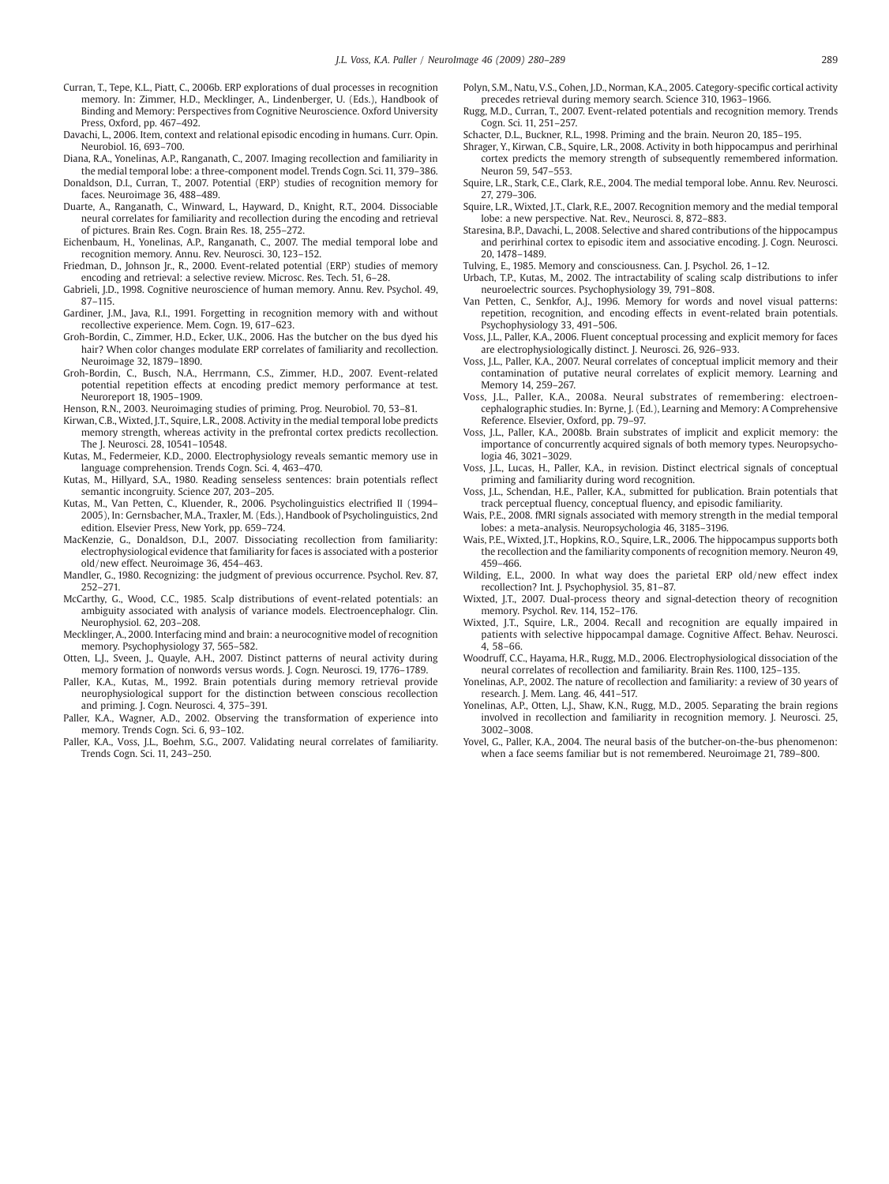Curran, T., Tepe, K.L., Piatt, C., 2006b. ERP explorations of dual processes in recognition memory. In: Zimmer, H.D., Mecklinger, A., Lindenberger, U. (Eds.), Handbook of Binding and Memory: Perspectives from Cognitive Neuroscience. Oxford University Press, Oxford, pp. 467–492.

Davachi, L., 2006. Item, context and relational episodic encoding in humans. Curr. Opin. Neurobiol. 16, 693–700.

Diana, R.A., Yonelinas, A.P., Ranganath, C., 2007. Imaging recollection and familiarity in the medial temporal lobe: a three-component model. Trends Cogn. Sci. 11, 379–386.

Donaldson, D.I., Curran, T., 2007. Potential (ERP) studies of recognition memory for faces. Neuroimage 36, 488–489.

Duarte, A., Ranganath, C., Winward, L., Hayward, D., Knight, R.T., 2004. Dissociable neural correlates for familiarity and recollection during the encoding and retrieval of pictures. Brain Res. Cogn. Brain Res. 18, 255–272.

Eichenbaum, H., Yonelinas, A.P., Ranganath, C., 2007. The medial temporal lobe and recognition memory. Annu. Rev. Neurosci. 30, 123–152.

Friedman, D., Johnson Jr., R., 2000. Event-related potential (ERP) studies of memory encoding and retrieval: a selective review. Microsc. Res. Tech. 51, 6–28.

Gabrieli, J.D., 1998. Cognitive neuroscience of human memory. Annu. Rev. Psychol. 49, 87–115.

Gardiner, J.M., Java, R.I., 1991. Forgetting in recognition memory with and without recollective experience. Mem. Cogn. 19, 617–623.

Groh-Bordin, C., Zimmer, H.D., Ecker, U.K., 2006. Has the butcher on the bus dyed his hair? When color changes modulate ERP correlates of familiarity and recollection. Neuroimage 32, 1879–1890.

Groh-Bordin, C., Busch, N.A., Herrmann, C.S., Zimmer, H.D., 2007. Event-related potential repetition effects at encoding predict memory performance at test. Neuroreport 18, 1905–1909.

Henson, R.N., 2003. Neuroimaging studies of priming. Prog. Neurobiol. 70, 53–81.

Kirwan, C.B., Wixted, J.T., Squire, L.R., 2008. Activity in the medial temporal lobe predicts memory strength, whereas activity in the prefrontal cortex predicts recollection. The J. Neurosci. 28, 10541–10548.

Kutas, M., Federmeier, K.D., 2000. Electrophysiology reveals semantic memory use in language comprehension. Trends Cogn. Sci. 4, 463–470.

Kutas, M., Hillyard, S.A., 1980. Reading senseless sentences: brain potentials reflect semantic incongruity. Science 207, 203–205.

Kutas, M., Van Petten, C., Kluender, R., 2006. Psycholinguistics electrified II (1994–2005), In: Gernsbacher, M.A., Traxler, M. (Eds.), Handbook of Psycholinguistics, 2nd edition. Elsevier Press, New York, pp. 659–724.

MacKenzie, G., Donaldson, D.I., 2007. Dissociating recollection from familiarity: electrophysiological evidence that familiarity for faces is associated with a posterior old/new effect. Neuroimage 36, 454–463.

Mandler, G., 1980. Recognizing: the judgment of previous occurrence. Psychol. Rev. 87, 252–271.

McCarthy, G., Wood, C.C., 1985. Scalp distributions of event-related potentials: an ambiguity associated with analysis of variance models. Electroencephalogr. Clin. Neurophysiol. 62, 203–208.

Mecklinger, A., 2000. Interfacing mind and brain: a neurocognitive model of recognition memory. Psychophysiology 37, 565–582.

Otten, L.J., Sveen, J., Quayle, A.H., 2007. Distinct patterns of neural activity during memory formation of nonwords versus words. J. Cogn. Neurosci. 19, 1776–1789.

Paller, K.A., Kutas, M., 1992. Brain potentials during memory retrieval provide neurophysiological support for the distinction between conscious recollection and priming. J. Cogn. Neurosci. 4, 375–391.

Paller, K.A., Wagner, A.D., 2002. Observing the transformation of experience into memory. Trends Cogn. Sci. 6, 93–102.

Paller, K.A., Voss, J.L., Boehm, S.G., 2007. Validating neural correlates of familiarity. Trends Cogn. Sci. 11, 243–250.

Polyn, S.M., Natu, V.S., Cohen, J.D., Norman, K.A., 2005. Category-specific cortical activity precedes retrieval during memory search. Science 310, 1963–1966.

Rugg, M.D., Curran, T., 2007. Event-related potentials and recognition memory. Trends Cogn. Sci. 11, 251–257.

Schacter, D.L., Buckner, R.L., 1998. Priming and the brain. Neuron 20, 185–195.

Shrager, Y., Kirwan, C.B., Squire, L.R., 2008. Activity in both hippocampus and perirhinal cortex predicts the memory strength of subsequently remembered information. Neuron 59, 547–553.

Squire, L.R., Stark, C.E., Clark, R.E., 2004. The medial temporal lobe. Annu. Rev. Neurosci. 27, 279–306.

Squire, L.R., Wixted, J.T., Clark, R.E., 2007. Recognition memory and the medial temporal lobe: a new perspective. Nat. Rev., Neurosci. 8, 872–883.

Staresina, B.P., Davachi, L., 2008. Selective and shared contributions of the hippocampus and perirhinal cortex to episodic item and associative encoding. J. Cogn. Neurosci. 20, 1478–1489.

Tulving, E., 1985. Memory and consciousness. Can. J. Psychol. 26, 1–12.

Urbach, T.P., Kutas, M., 2002. The intractability of scaling scalp distributions to infer neuroelectric sources. Psychophysiology 39, 791–808.

Van Petten, C., Senkfor, A.J., 1996. Memory for words and novel visual patterns: repetition, recognition, and encoding effects in event-related brain potentials. Psychophysiology 33, 491–506.

Voss, J.L., Paller, K.A., 2006. Fluent conceptual processing and explicit memory for faces are electrophysiologically distinct. J. Neurosci. 26, 926–933.

Voss, J.L., Paller, K.A., 2007. Neural correlates of conceptual implicit memory and their contamination of putative neural correlates of explicit memory. Learning and Memory 14, 259–267.

Voss, J.L., Paller, K.A., 2008a. Neural substrates of remembering: electroencephalographic studies. In: Byrne, J. (Ed.), Learning and Memory: A Comprehensive Reference. Elsevier, Oxford, pp. 79–97.

Voss, J.L., Paller, K.A., 2008b. Brain substrates of implicit and explicit memory: the importance of concurrently acquired signals of both memory types. Neuropsychologia 46, 3021–3029.

Voss, J.L., Lucas, H., Paller, K.A., in revision. Distinct electrical signals of conceptual priming and familiarity during word recognition.

Voss, J.L., Schendan, H.E., Paller, K.A., submitted for publication. Brain potentials that track perceptual fluency, conceptual fluency, and episodic familiarity.

Wais, P.E., 2008. fMRI signals associated with memory strength in the medial temporal lobes: a meta-analysis. Neuropsychologia 46, 3185–3196.

Wais, P.E., Wixted, J.T., Hopkins, R.O., Squire, L.R., 2006. The hippocampus supports both the recollection and the familiarity components of recognition memory. Neuron 49, 459–466.

Wilding, E.L., 2000. In what way does the parietal ERP old/new effect index recollection? Int. J. Psychophysiol. 35, 81–87.

Wixted, J.T., 2007. Dual-process theory and signal-detection theory of recognition memory. Psychol. Rev. 114, 152–176.

Wixted, J.T., Squire, L.R., 2004. Recall and recognition are equally impaired in patients with selective hippocampal damage. Cognitive Affect. Behav. Neurosci. 4, 58–66.

Woodruff, C.C., Hayama, H.R., Rugg, M.D., 2006. Electrophysiological dissociation of the neural correlates of recollection and familiarity. Brain Res. 1100, 125–135.

Yonelinas, A.P., 2002. The nature of recollection and familiarity: a review of 30 years of research. J. Mem. Lang. 46, 441–517.

Yonelinas, A.P., Otten, L.J., Shaw, K.N., Rugg, M.D., 2005. Separating the brain regions involved in recollection and familiarity in recognition memory. J. Neurosci. 25, 3002–3008.

Yovel, G., Paller, K.A., 2004. The neural basis of the butcher-on-the-bus phenomenon: when a face seems familiar but is not remembered. Neuroimage 21, 789–800.